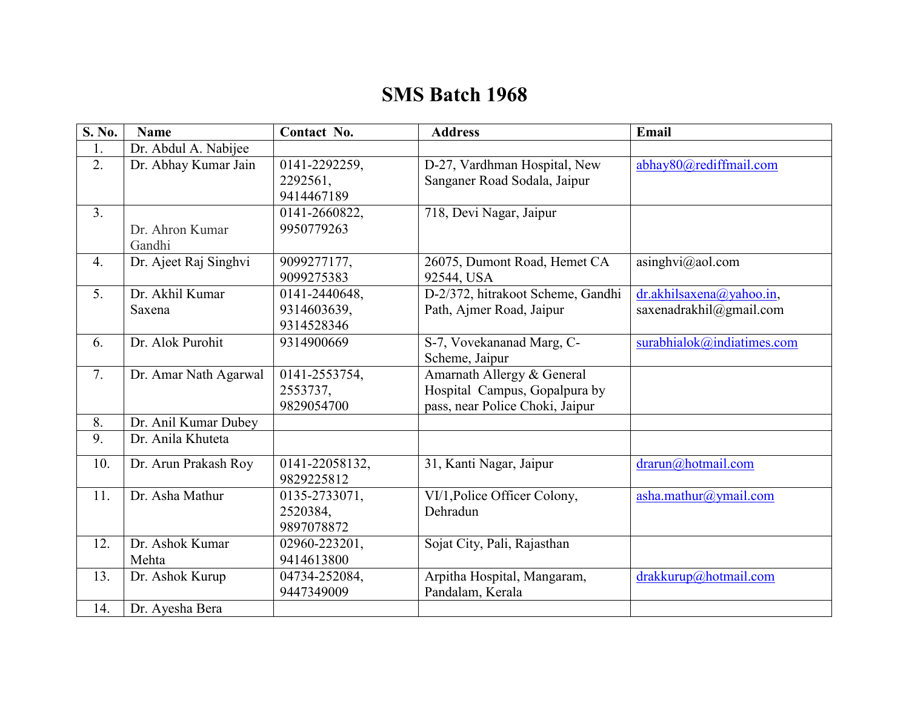# SMS Batch 1968

| S. No. | Name | Contact No. | Address | Email |
|---|---|---|---|---|
| 1. | Dr. Abdul A. Nabijee | | | |
| 2. | Dr. Abhay Kumar Jain | 0141-2292259, 2292561, 9414467189 | D-27, Vardhman Hospital, New Sanganer Road Sodala, Jaipur | abhay80@rediffmail.com |
| 3. | Dr. Ahron Kumar Gandhi | 0141-2660822, 9950779263 | 718, Devi Nagar, Jaipur | |
| 4. | Dr. Ajeet Raj Singhvi | 9099277177, 9099275383 | 26075, Dumont Road, Hemet CA 92544, USA | asinghvi@aol.com |
| 5. | Dr. Akhil Kumar Saxena | 0141-2440648, 9314603639, 9314528346 | D-2/372, hitrakoot Scheme, Gandhi Path, Ajmer Road, Jaipur | dr.akhilsaxena@yahoo.in, saxenadrakhil@gmail.com |
| 6. | Dr. Alok Purohit | 9314900669 | S-7, Vovekananad Marg, C-Scheme, Jaipur | surabhialok@indiatimes.com |
| 7. | Dr. Amar Nath Agarwal | 0141-2553754, 2553737, 9829054700 | Amarnath Allergy & General Hospital Campus, Gopalpura by pass, near Police Choki, Jaipur | |
| 8. | Dr. Anil Kumar Dubey | | | |
| 9. | Dr. Anila Khuteta | | | |
| 10. | Dr. Arun Prakash Roy | 0141-22058132, 9829225812 | 31, Kanti Nagar, Jaipur | drarun@hotmail.com |
| 11. | Dr. Asha Mathur | 0135-2733071, 2520384, 9897078872 | VI/1,Police Officer Colony, Dehradun | asha.mathur@ymail.com |
| 12. | Dr. Ashok Kumar Mehta | 02960-223201, 9414613800 | Sojat City, Pali, Rajasthan | |
| 13. | Dr. Ashok Kurup | 04734-252084, 9447349009 | Arpitha Hospital, Mangaram, Pandalam, Kerala | drakkurup@hotmail.com |
| 14. | Dr. Ayesha Bera | | | |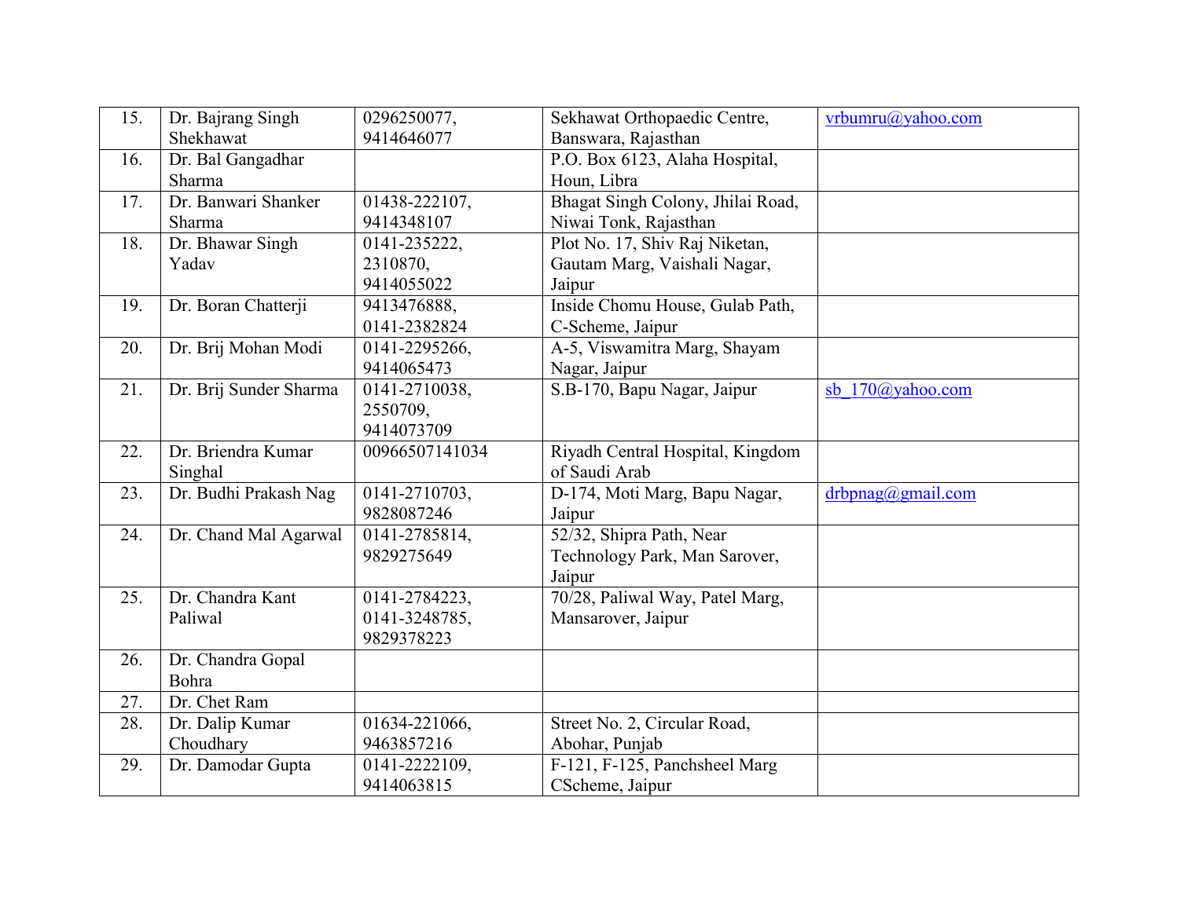| 15. | Dr. Bajrang Singh Shekhawat | 0296250077, 9414646077 | Sekhawat Orthopaedic Centre, Banswara, Rajasthan | vrbumru@yahoo.com |
|---|---|---|---|---|
| 16. | Dr. Bal Gangadhar Sharma | | P.O. Box 6123, Alaha Hospital, Houn, Libra | |
| 17. | Dr. Banwari Shanker Sharma | 01438-222107, 9414348107 | Bhagat Singh Colony, Jhilai Road, Niwai Tonk, Rajasthan | |
| 18. | Dr. Bhawar Singh Yadav | 0141-235222, 2310870, 9414055022 | Plot No. 17, Shiv Raj Niketan, Gautam Marg, Vaishali Nagar, Jaipur | |
| 19. | Dr. Boran Chatterji | 9413476888, 0141-2382824 | Inside Chomu House, Gulab Path, C-Scheme, Jaipur | |
| 20. | Dr. Brij Mohan Modi | 0141-2295266, 9414065473 | A-5, Viswamitra Marg, Shayam Nagar, Jaipur | |
| 21. | Dr. Brij Sunder Sharma | 0141-2710038, 2550709, 9414073709 | S.B-170, Bapu Nagar, Jaipur | sb_170@yahoo.com |
| 22. | Dr. Briendra Kumar Singhal | 00966507141034 | Riyadh Central Hospital, Kingdom of Saudi Arab | |
| 23. | Dr. Budhi Prakash Nag | 0141-2710703, 9828087246 | D-174, Moti Marg, Bapu Nagar, Jaipur | drbpnag@gmail.com |
| 24. | Dr. Chand Mal Agarwal | 0141-2785814, 9829275649 | 52/32, Shipra Path, Near Technology Park, Man Sarover, Jaipur | |
| 25. | Dr. Chandra Kant Paliwal | 0141-2784223, 0141-3248785, 9829378223 | 70/28, Paliwal Way, Patel Marg, Mansarover, Jaipur | |
| 26. | Dr. Chandra Gopal Bohra | | | |
| 27. | Dr. Chet Ram | | | |
| 28. | Dr. Dalip Kumar Choudhary | 01634-221066, 9463857216 | Street No. 2, Circular Road, Abohar, Punjab | |
| 29. | Dr. Damodar Gupta | 0141-2222109, 9414063815 | F-121, F-125, Panchsheel Marg CScheme, Jaipur | |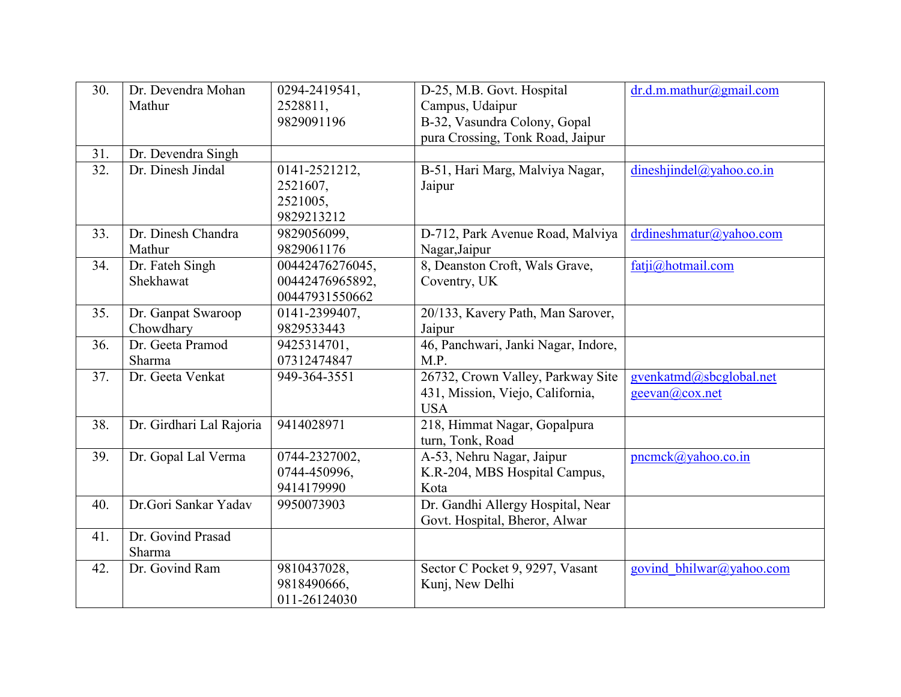| 30. | Dr. Devendra Mohan Mathur | 0294-2419541, 2528811, 9829091196 | D-25, M.B. Govt. Hospital Campus, Udaipur<br>B-32, Vasundra Colony, Gopal pura Crossing, Tonk Road, Jaipur | dr.d.m.mathur@gmail.com |
|---|---|---|---|---|
| 31. | Dr. Devendra Singh | | | |
| 32. | Dr. Dinesh Jindal | 0141-2521212, 2521607, 2521005, 9829213212 | B-51, Hari Marg, Malviya Nagar, Jaipur | dineshjindel@yahoo.co.in |
| 33. | Dr. Dinesh Chandra Mathur | 9829056099, 9829061176 | D-712, Park Avenue Road, Malviya Nagar,Jaipur | drdineshmatur@yahoo.com |
| 34. | Dr. Fateh Singh Shekhawat | 00442476276045, 00442476965892, 00447931550662 | 8, Deanston Croft, Wals Grave, Coventry, UK | fatji@hotmail.com |
| 35. | Dr. Ganpat Swaroop Chowdhary | 0141-2399407, 9829533443 | 20/133, Kavery Path, Man Sarover, Jaipur | |
| 36. | Dr. Geeta Pramod Sharma | 9425314701, 07312474847 | 46, Panchwari, Janki Nagar, Indore, M.P. | |
| 37. | Dr. Geeta Venkat | 949-364-3551 | 26732, Crown Valley, Parkway Site 431, Mission, Viejo, California, USA | gvenkatmd@sbcglobal.net<br>geevan@cox.net |
| 38. | Dr. Girdhari Lal Rajoria | 9414028971 | 218, Himmat Nagar, Gopalpura turn, Tonk, Road | |
| 39. | Dr. Gopal Lal Verma | 0744-2327002, 0744-450996, 9414179990 | A-53, Nehru Nagar, Jaipur<br>K.R-204, MBS Hospital Campus, Kota | pncmck@yahoo.co.in |
| 40. | Dr.Gori Sankar Yadav | 9950073903 | Dr. Gandhi Allergy Hospital, Near Govt. Hospital, Bheror, Alwar | |
| 41. | Dr. Govind Prasad Sharma | | | |
| 42. | Dr. Govind Ram | 9810437028, 9818490666, 011-26124030 | Sector C Pocket 9, 9297, Vasant Kunj, New Delhi | govind_bhilwar@yahoo.com |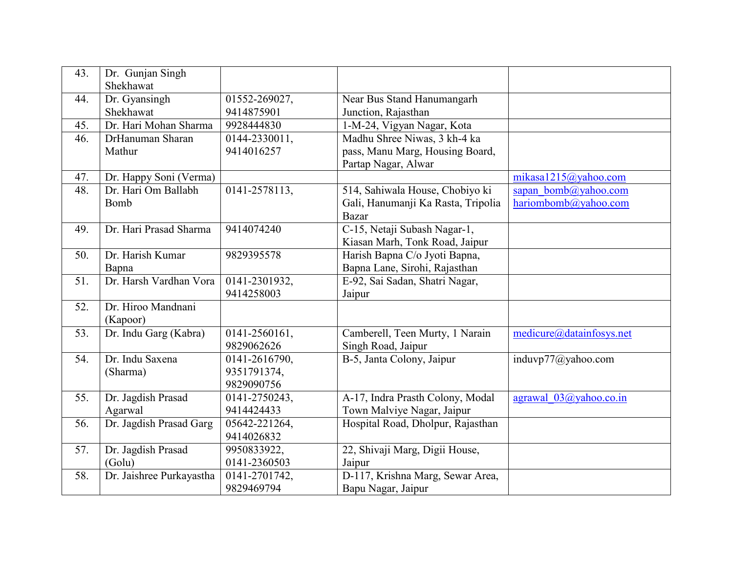| 43. | Dr.  Gunjan Singh Shekhawat | | | |
|---|---|---|---|---|
| 44. | Dr. Gyansingh Shekhawat | 01552-269027, 9414875901 | Near Bus Stand Hanumangarh Junction, Rajasthan | |
| 45. | Dr. Hari Mohan Sharma | 9928444830 | 1-M-24, Vigyan Nagar, Kota | |
| 46. | DrHanuman Sharan Mathur | 0144-2330011, 9414016257 | Madhu Shree Niwas, 3 kh-4 ka pass, Manu Marg, Housing Board, Partap Nagar, Alwar | |
| 47. | Dr. Happy Soni (Verma) | | | mikasa1215@yahoo.com |
| 48. | Dr. Hari Om Ballabh Bomb | 0141-2578113, | 514, Sahiwala House, Chobiyo ki Gali, Hanumanji Ka Rasta, Tripolia Bazar | sapan_bomb@yahoo.com hariombomb@yahoo.com |
| 49. | Dr. Hari Prasad Sharma | 9414074240 | C-15, Netaji Subash Nagar-1, Kiasan Marh, Tonk Road, Jaipur | |
| 50. | Dr. Harish Kumar Bapna | 9829395578 | Harish Bapna C/o Jyoti Bapna, Bapna Lane, Sirohi, Rajasthan | |
| 51. | Dr. Harsh Vardhan Vora | 0141-2301932, 9414258003 | E-92, Sai Sadan, Shatri Nagar, Jaipur | |
| 52. | Dr. Hiroo Mandnani (Kapoor) | | | |
| 53. | Dr. Indu Garg (Kabra) | 0141-2560161, 9829062626 | Camberell, Teen Murty, 1 Narain Singh Road, Jaipur | medicure@datainfosys.net |
| 54. | Dr. Indu Saxena (Sharma) | 0141-2616790, 9351791374, 9829090756 | B-5, Janta Colony, Jaipur | induvp77@yahoo.com |
| 55. | Dr. Jagdish Prasad Agarwal | 0141-2750243, 9414424433 | A-17, Indra Prasth Colony, Modal Town Malviye Nagar, Jaipur | agrawal_03@yahoo.co.in |
| 56. | Dr. Jagdish Prasad Garg | 05642-221264, 9414026832 | Hospital Road, Dholpur, Rajasthan | |
| 57. | Dr. Jagdish Prasad (Golu) | 9950833922, 0141-2360503 | 22, Shivaji Marg, Digii House, Jaipur | |
| 58. | Dr. Jaishree Purkayastha | 0141-2701742, 9829469794 | D-117, Krishna Marg, Sewar Area, Bapu Nagar, Jaipur | |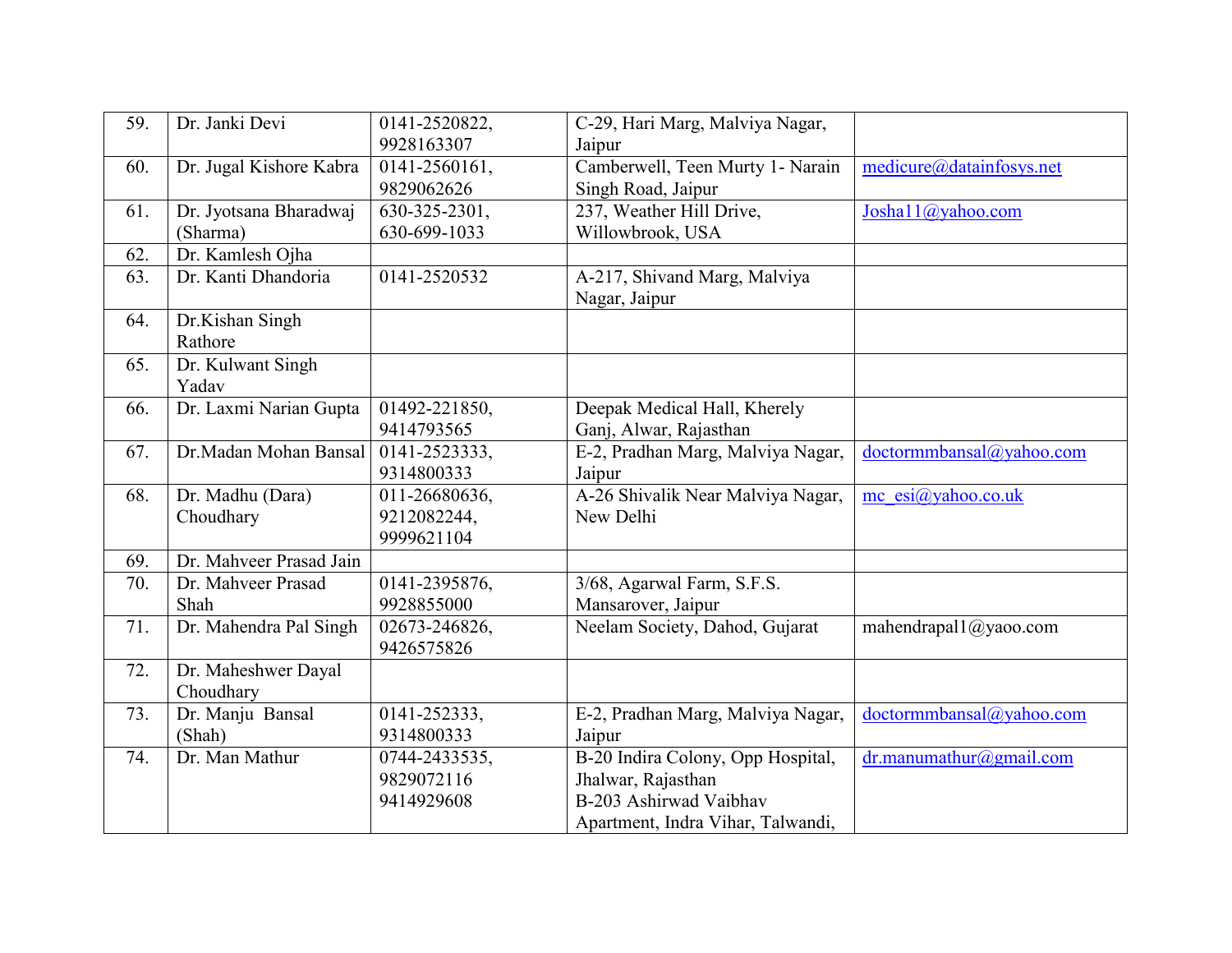| 59. | Dr. Janki Devi | 0141-2520822, 9928163307 | C-29, Hari Marg, Malviya Nagar, Jaipur | |
|---|---|---|---|---|
| 60. | Dr. Jugal Kishore Kabra | 0141-2560161, 9829062626 | Camberwell, Teen Murty 1- Narain Singh Road, Jaipur | medicure@datainfosys.net |
| 61. | Dr. Jyotsana Bharadwaj (Sharma) | 630-325-2301, 630-699-1033 | 237, Weather Hill Drive, Willowbrook, USA | Josha11@yahoo.com |
| 62. | Dr. Kamlesh Ojha | | | |
| 63. | Dr. Kanti Dhandoria | 0141-2520532 | A-217, Shivand Marg, Malviya Nagar, Jaipur | |
| 64. | Dr.Kishan Singh Rathore | | | |
| 65. | Dr. Kulwant Singh Yadav | | | |
| 66. | Dr. Laxmi Narian Gupta | 01492-221850, 9414793565 | Deepak Medical Hall, Kherely Ganj, Alwar, Rajasthan | |
| 67. | Dr.Madan Mohan Bansal | 0141-2523333, 9314800333 | E-2, Pradhan Marg, Malviya Nagar, Jaipur | doctormmbansal@yahoo.com |
| 68. | Dr. Madhu (Dara) Choudhary | 011-26680636, 9212082244, 9999621104 | A-26 Shivalik Near Malviya Nagar, New Delhi | mc_esi@yahoo.co.uk |
| 69. | Dr. Mahveer Prasad Jain | | | |
| 70. | Dr. Mahveer Prasad Shah | 0141-2395876, 9928855000 | 3/68, Agarwal Farm, S.F.S. Mansarover, Jaipur | |
| 71. | Dr. Mahendra Pal Singh | 02673-246826, 9426575826 | Neelam Society, Dahod, Gujarat | mahendrapal1@yaoo.com |
| 72. | Dr. Maheshwer Dayal Choudhary | | | |
| 73. | Dr. Manju Bansal (Shah) | 0141-252333, 9314800333 | E-2, Pradhan Marg, Malviya Nagar, Jaipur | doctormmbansal@yahoo.com |
| 74. | Dr. Man Mathur | 0744-2433535, 9829072116 9414929608 | B-20 Indira Colony, Opp Hospital, Jhalwar, Rajasthan B-203 Ashirwad Vaibhav Apartment, Indra Vihar, Talwandi, | dr.manumathur@gmail.com |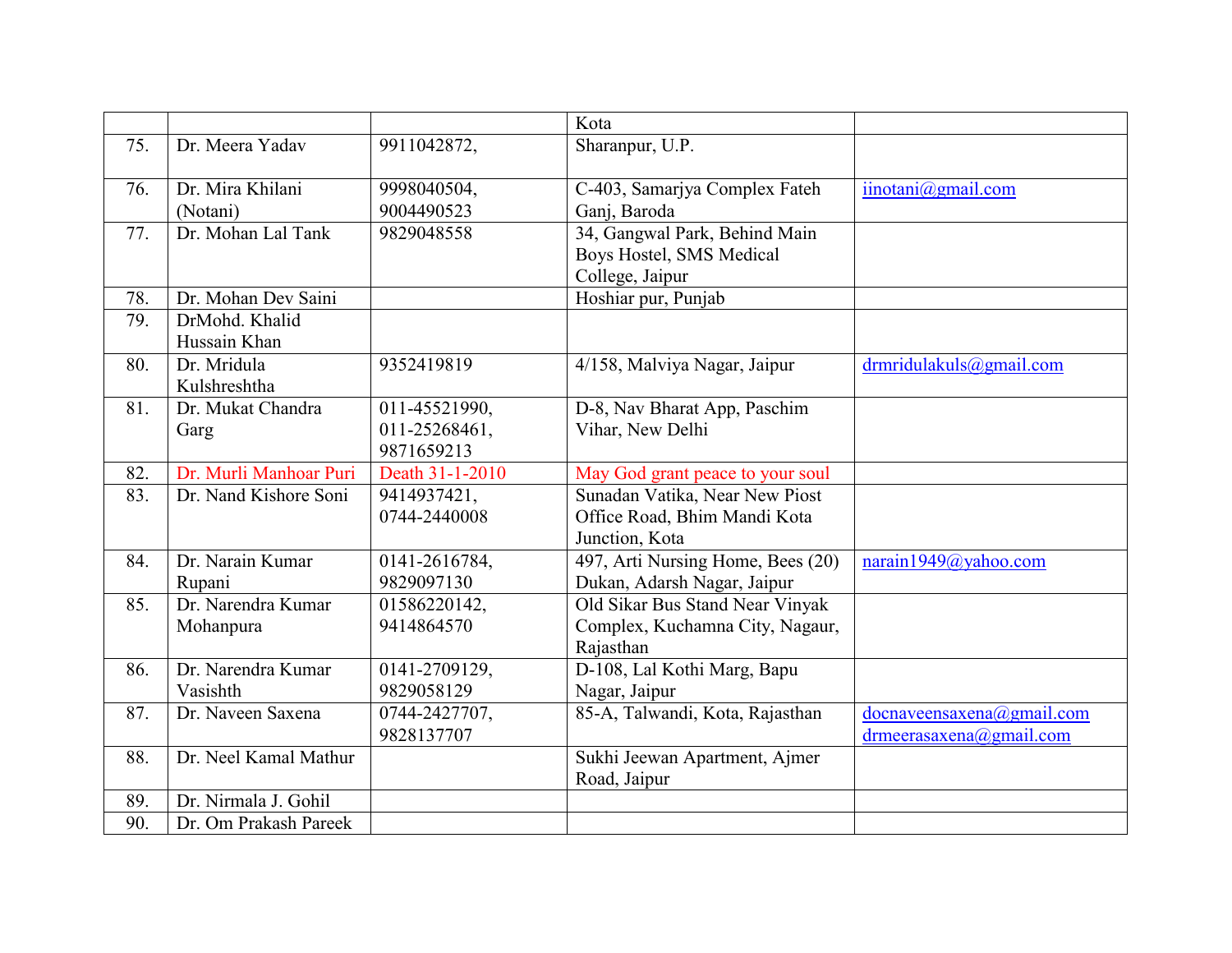| | | | | |
|---|---|---|---|---|
| | | | Kota | |
| 75. | Dr. Meera Yadav | 9911042872, | Sharanpur, U.P. | |
| 76. | Dr. Mira Khilani (Notani) | 9998040504, 9004490523 | C-403, Samarjya Complex Fateh Ganj, Baroda | iinotani@gmail.com |
| 77. | Dr. Mohan Lal Tank | 9829048558 | 34, Gangwal Park, Behind Main Boys Hostel, SMS Medical College, Jaipur | |
| 78. | Dr. Mohan Dev Saini | | Hoshiar pur, Punjab | |
| 79. | DrMohd. Khalid Hussain Khan | | | |
| 80. | Dr. Mridula Kulshreshtha | 9352419819 | 4/158, Malviya Nagar, Jaipur | drmridulakuls@gmail.com |
| 81. | Dr. Mukat Chandra Garg | 011-45521990, 011-25268461, 9871659213 | D-8, Nav Bharat App, Paschim Vihar, New Delhi | |
| 82. | Dr. Murli Manhoar Puri | Death 31-1-2010 | May God grant peace to your soul | |
| 83. | Dr. Nand Kishore Soni | 9414937421, 0744-2440008 | Sunadan Vatika, Near New Piost Office Road, Bhim Mandi Kota Junction, Kota | |
| 84. | Dr. Narain Kumar Rupani | 0141-2616784, 9829097130 | 497, Arti Nursing Home, Bees (20) Dukan, Adarsh Nagar, Jaipur | narain1949@yahoo.com |
| 85. | Dr. Narendra Kumar Mohanpura | 01586220142, 9414864570 | Old Sikar Bus Stand Near Vinyak Complex, Kuchamna City, Nagaur, Rajasthan | |
| 86. | Dr. Narendra Kumar Vasishth | 0141-2709129, 9829058129 | D-108, Lal Kothi Marg, Bapu Nagar, Jaipur | |
| 87. | Dr. Naveen Saxena | 0744-2427707, 9828137707 | 85-A, Talwandi, Kota, Rajasthan | docnaveensaxena@gmail.com drmeerasaxena@gmail.com |
| 88. | Dr. Neel Kamal Mathur | | Sukhi Jeewan Apartment, Ajmer Road, Jaipur | |
| 89. | Dr. Nirmala J. Gohil | | | |
| 90. | Dr. Om Prakash Pareek | | | |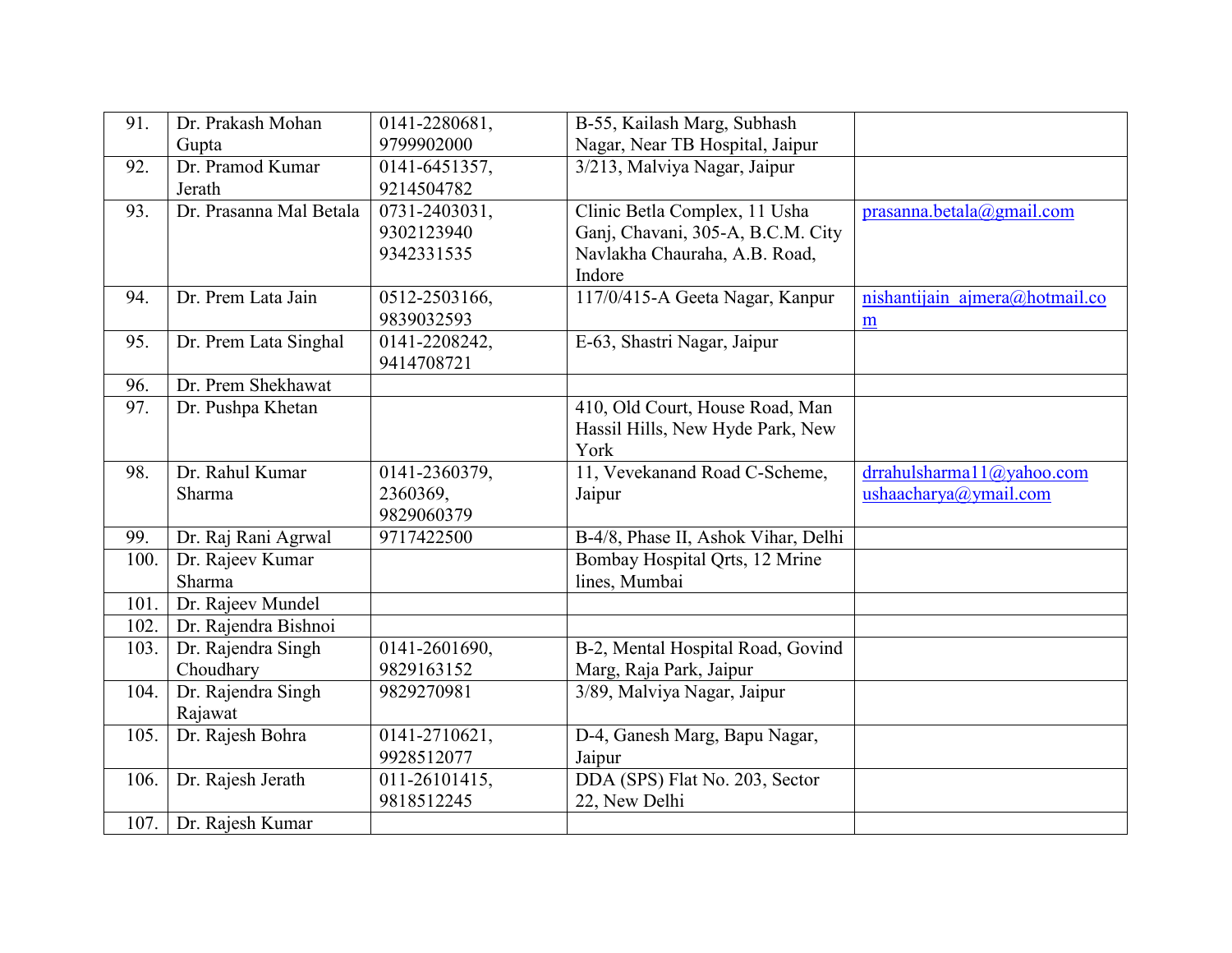| 91. | Dr. Prakash Mohan Gupta | 0141-2280681, 9799902000 | B-55, Kailash Marg, Subhash Nagar, Near TB Hospital, Jaipur | |
|---|---|---|---|---|
| 92. | Dr. Pramod Kumar Jerath | 0141-6451357, 9214504782 | 3/213, Malviya Nagar, Jaipur | |
| 93. | Dr. Prasanna Mal Betala | 0731-2403031, 9302123940 9342331535 | Clinic Betla Complex, 11 Usha Ganj, Chavani, 305-A, B.C.M. City Navlakha Chauraha, A.B. Road, Indore | prasanna.betala@gmail.com |
| 94. | Dr. Prem Lata Jain | 0512-2503166, 9839032593 | 117/0/415-A Geeta Nagar, Kanpur | nishantijain_ajmera@hotmail.com |
| 95. | Dr. Prem Lata Singhal | 0141-2208242, 9414708721 | E-63, Shastri Nagar, Jaipur | |
| 96. | Dr. Prem Shekhawat | | | |
| 97. | Dr. Pushpa Khetan | | 410, Old Court, House Road, Man Hassil Hills, New Hyde Park, New York | |
| 98. | Dr. Rahul Kumar Sharma | 0141-2360379, 2360369, 9829060379 | 11, Vevekanand Road C-Scheme, Jaipur | drrahulsharma11@yahoo.com ushaacharya@ymail.com |
| 99. | Dr. Raj Rani Agrwal | 9717422500 | B-4/8, Phase II, Ashok Vihar, Delhi | |
| 100. | Dr. Rajeev Kumar Sharma | | Bombay Hospital Qrts, 12 Mrine lines, Mumbai | |
| 101. | Dr. Rajeev Mundel | | | |
| 102. | Dr. Rajendra Bishnoi | | | |
| 103. | Dr. Rajendra Singh Choudhary | 0141-2601690, 9829163152 | B-2, Mental Hospital Road, Govind Marg, Raja Park, Jaipur | |
| 104. | Dr. Rajendra Singh Rajawat | 9829270981 | 3/89, Malviya Nagar, Jaipur | |
| 105. | Dr. Rajesh Bohra | 0141-2710621, 9928512077 | D-4, Ganesh Marg, Bapu Nagar, Jaipur | |
| 106. | Dr. Rajesh Jerath | 011-26101415, 9818512245 | DDA (SPS) Flat No. 203, Sector 22, New Delhi | |
| 107. | Dr. Rajesh Kumar | | | |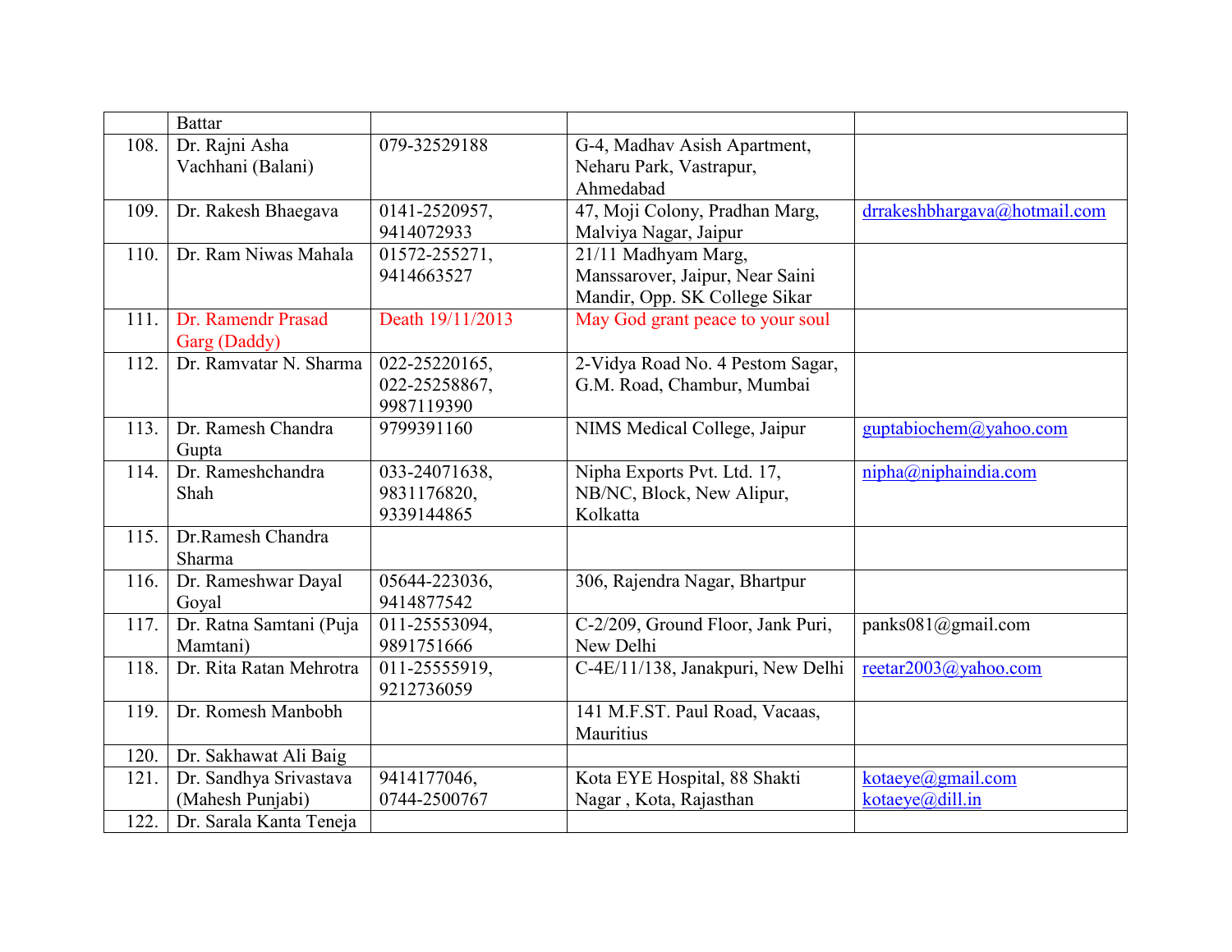| | | | | |
|---|---|---|---|---|
| | Battar | | | |
| 108. | Dr. Rajni Asha Vachhani (Balani) | 079-32529188 | G-4, Madhav Asish Apartment, Neharu Park, Vastrapur, Ahmedabad | |
| 109. | Dr. Rakesh Bhaegava | 0141-2520957, 9414072933 | 47, Moji Colony, Pradhan Marg, Malviya Nagar, Jaipur | drrakeshbhargava@hotmail.com |
| 110. | Dr. Ram Niwas Mahala | 01572-255271, 9414663527 | 21/11 Madhyam Marg, Manssarover, Jaipur, Near Saini Mandir, Opp. SK College Sikar | |
| 111. | Dr. Ramendr Prasad Garg (Daddy) | Death 19/11/2013 | May God grant peace to your soul | |
| 112. | Dr. Ramvatar N. Sharma | 022-25220165, 022-25258867, 9987119390 | 2-Vidya Road No. 4 Pestom Sagar, G.M. Road, Chambur, Mumbai | |
| 113. | Dr. Ramesh Chandra Gupta | 9799391160 | NIMS Medical College, Jaipur | guptabiochem@yahoo.com |
| 114. | Dr. Rameshchandra Shah | 033-24071638, 9831176820, 9339144865 | Nipha Exports Pvt. Ltd. 17, NB/NC, Block, New Alipur, Kolkatta | nipha@niphaindia.com |
| 115. | Dr.Ramesh Chandra Sharma | | | |
| 116. | Dr. Rameshwar Dayal Goyal | 05644-223036, 9414877542 | 306, Rajendra Nagar, Bhartpur | |
| 117. | Dr. Ratna Samtani (Puja Mamtani) | 011-25553094, 9891751666 | C-2/209, Ground Floor, Jank Puri, New Delhi | panks081@gmail.com |
| 118. | Dr. Rita Ratan Mehrotra | 011-25555919, 9212736059 | C-4E/11/138, Janakpuri, New Delhi | reetar2003@yahoo.com |
| 119. | Dr. Romesh Manbobh | | 141 M.F.ST. Paul Road, Vacaas, Mauritius | |
| 120. | Dr. Sakhawat Ali Baig | | | |
| 121. | Dr. Sandhya Srivastava (Mahesh Punjabi) | 9414177046, 0744-2500767 | Kota EYE Hospital, 88 Shakti Nagar , Kota, Rajasthan | kotaeye@gmail.com kotaeye@dill.in |
| 122. | Dr. Sarala Kanta Teneja | | | |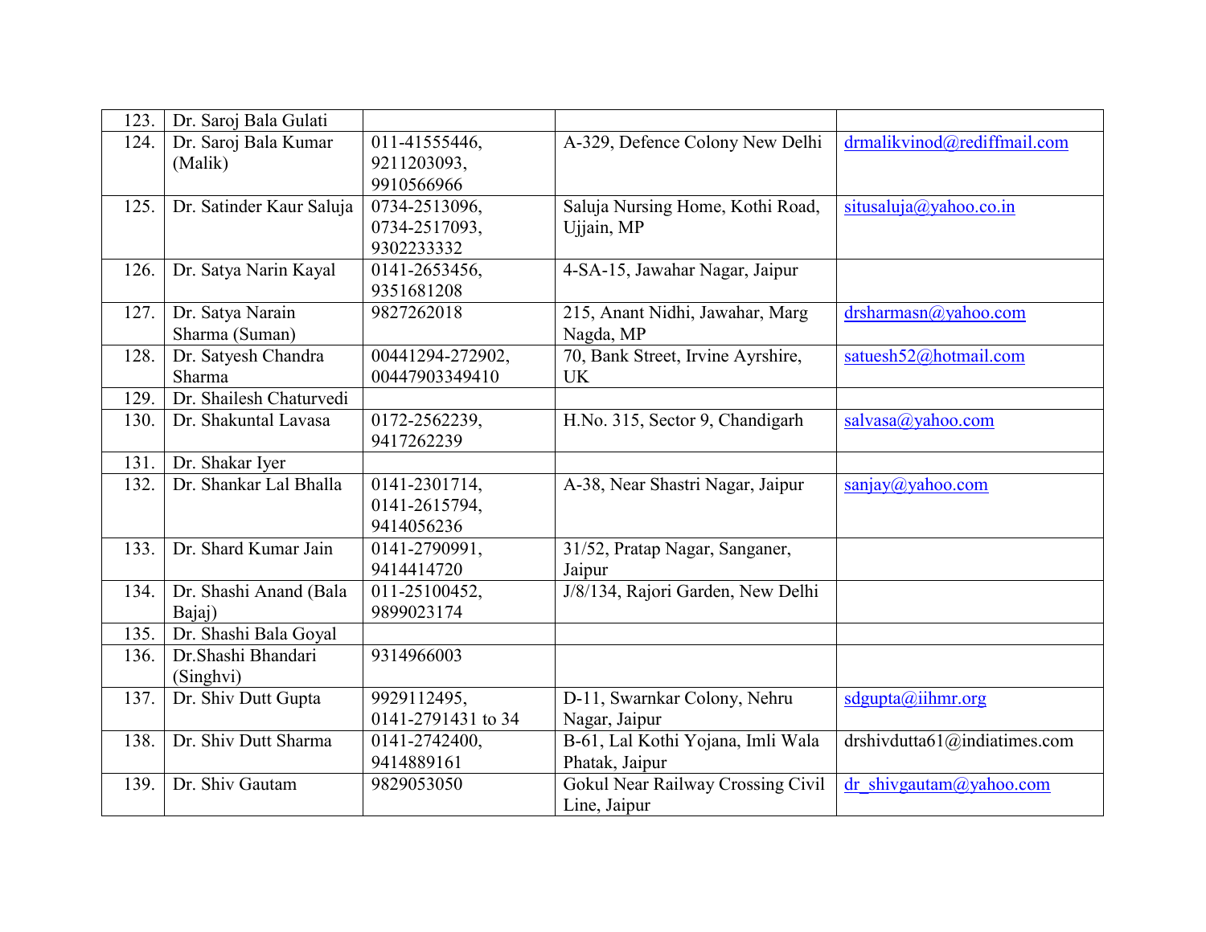| | | | | |
|---|---|---|---|---|
| 123. | Dr. Saroj Bala Gulati | | | |
| 124. | Dr. Saroj Bala Kumar (Malik) | 011-41555446, 9211203093, 9910566966 | A-329, Defence Colony New Delhi | drmalikvinod@rediffmail.com |
| 125. | Dr. Satinder Kaur Saluja | 0734-2513096, 0734-2517093, 9302233332 | Saluja Nursing Home, Kothi Road, Ujjain, MP | situsaluja@yahoo.co.in |
| 126. | Dr. Satya Narin Kayal | 0141-2653456, 9351681208 | 4-SA-15, Jawahar Nagar, Jaipur | |
| 127. | Dr. Satya Narain Sharma (Suman) | 9827262018 | 215, Anant Nidhi, Jawahar, Marg Nagda, MP | drsharmasn@yahoo.com |
| 128. | Dr. Satyesh Chandra Sharma | 00441294-272902, 00447903349410 | 70, Bank Street, Irvine Ayrshire, UK | satuesh52@hotmail.com |
| 129. | Dr. Shailesh Chaturvedi | | | |
| 130. | Dr. Shakuntal Lavasa | 0172-2562239, 9417262239 | H.No. 315, Sector 9, Chandigarh | salvasa@yahoo.com |
| 131. | Dr. Shakar Iyer | | | |
| 132. | Dr. Shankar Lal Bhalla | 0141-2301714, 0141-2615794, 9414056236 | A-38, Near Shastri Nagar, Jaipur | sanjay@yahoo.com |
| 133. | Dr. Shard Kumar Jain | 0141-2790991, 9414414720 | 31/52, Pratap Nagar, Sanganer, Jaipur | |
| 134. | Dr. Shashi Anand (Bala Bajaj) | 011-25100452, 9899023174 | J/8/134, Rajori Garden, New Delhi | |
| 135. | Dr. Shashi Bala Goyal | | | |
| 136. | Dr.Shashi Bhandari (Singhvi) | 9314966003 | | |
| 137. | Dr. Shiv Dutt Gupta | 9929112495, 0141-2791431 to 34 | D-11, Swarnkar Colony, Nehru Nagar, Jaipur | sdgupta@iihmr.org |
| 138. | Dr. Shiv Dutt Sharma | 0141-2742400, 9414889161 | B-61, Lal Kothi Yojana, Imli Wala Phatak, Jaipur | drshivdutta61@indiatimes.com |
| 139. | Dr. Shiv Gautam | 9829053050 | Gokul Near Railway Crossing Civil Line, Jaipur | dr_shivgautam@yahoo.com |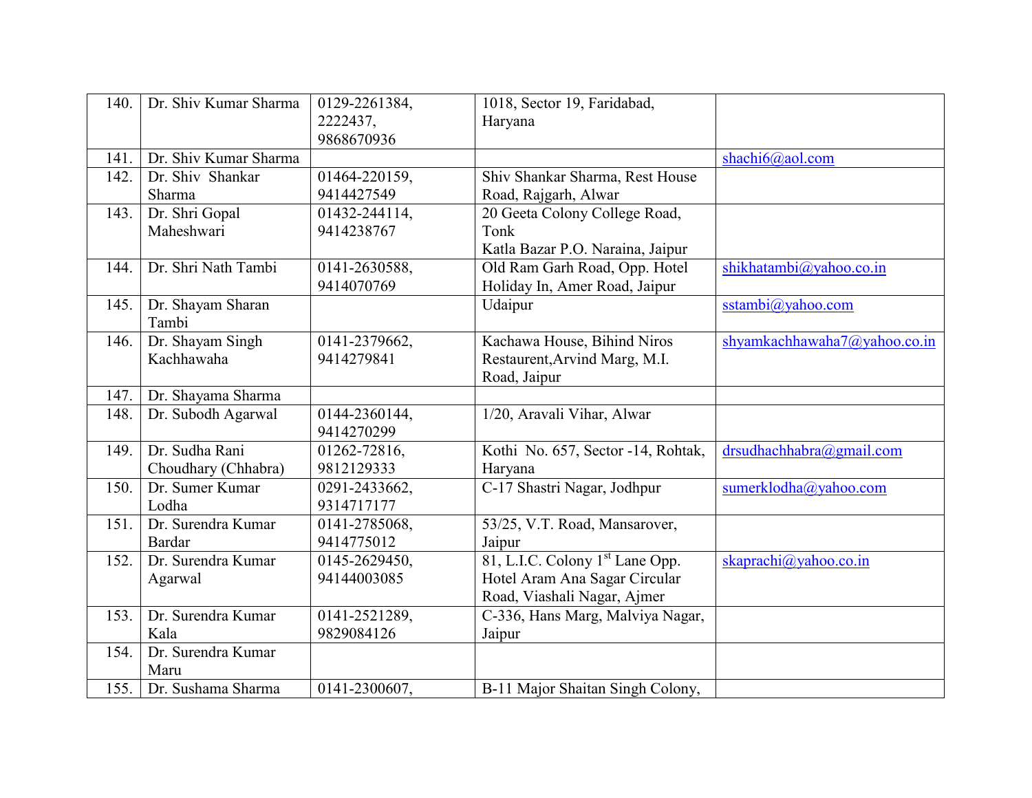| 140. | Dr. Shiv Kumar Sharma | 0129-2261384, 2222437, 9868670936 | 1018, Sector 19, Faridabad, Haryana | |
|---|---|---|---|---|
| 141. | Dr. Shiv Kumar Sharma | | | shachi6@aol.com |
| 142. | Dr. Shiv Shankar Sharma | 01464-220159, 9414427549 | Shiv Shankar Sharma, Rest House Road, Rajgarh, Alwar | |
| 143. | Dr. Shri Gopal Maheshwari | 01432-244114, 9414238767 | 20 Geeta Colony College Road, Tonk Katla Bazar P.O. Naraina, Jaipur | |
| 144. | Dr. Shri Nath Tambi | 0141-2630588, 9414070769 | Old Ram Garh Road, Opp. Hotel Holiday In, Amer Road, Jaipur | shikhatambi@yahoo.co.in |
| 145. | Dr. Shayam Sharan Tambi | | Udaipur | sstambi@yahoo.com |
| 146. | Dr. Shayam Singh Kachhawaha | 0141-2379662, 9414279841 | Kachawa House, Bihind Niros Restaurent,Arvind Marg, M.I. Road, Jaipur | shyamkachhawaha7@yahoo.co.in |
| 147. | Dr. Shayama Sharma | | | |
| 148. | Dr. Subodh Agarwal | 0144-2360144, 9414270299 | 1/20, Aravali Vihar, Alwar | |
| 149. | Dr. Sudha Rani Choudhary (Chhabra) | 01262-72816, 9812129333 | Kothi No. 657, Sector -14, Rohtak, Haryana | drsudhachhabra@gmail.com |
| 150. | Dr. Sumer Kumar Lodha | 0291-2433662, 9314717177 | C-17 Shastri Nagar, Jodhpur | sumerklodha@yahoo.com |
| 151. | Dr. Surendra Kumar Bardar | 0141-2785068, 9414775012 | 53/25, V.T. Road, Mansarover, Jaipur | |
| 152. | Dr. Surendra Kumar Agarwal | 0145-2629450, 94144003085 | 81, L.I.C. Colony 1st Lane Opp. Hotel Aram Ana Sagar Circular Road, Viashali Nagar, Ajmer | skaprachi@yahoo.co.in |
| 153. | Dr. Surendra Kumar Kala | 0141-2521289, 9829084126 | C-336, Hans Marg, Malviya Nagar, Jaipur | |
| 154. | Dr. Surendra Kumar Maru | | | |
| 155. | Dr. Sushama Sharma | 0141-2300607, | B-11 Major Shaitan Singh Colony, | |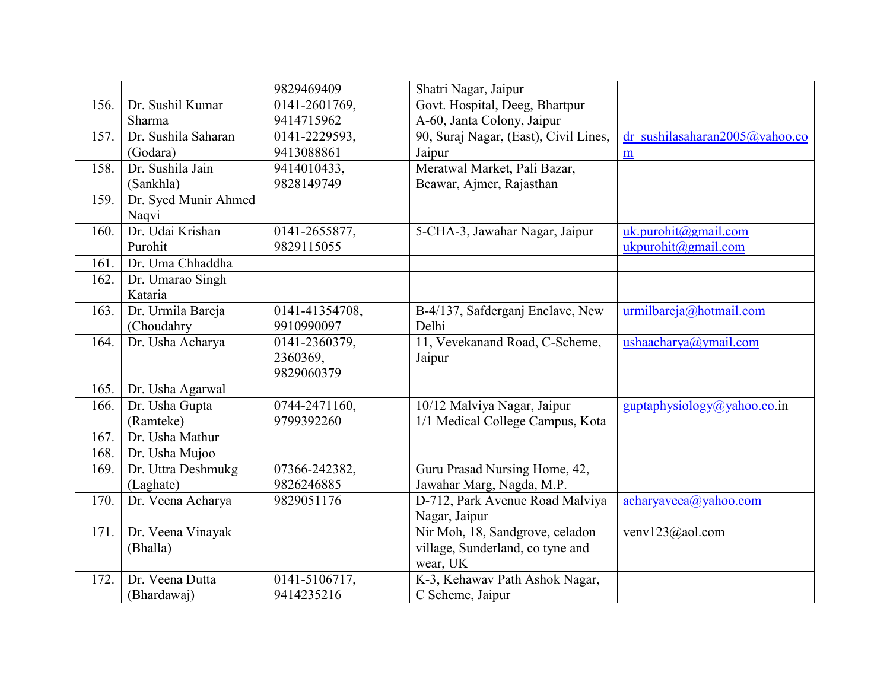|  |  | 9829469409 | Shatri Nagar, Jaipur |  |
|---|---|---|---|---|
| 156. | Dr. Sushil Kumar Sharma | 0141-2601769, 9414715962 | Govt. Hospital, Deeg, Bhartpur A-60, Janta Colony, Jaipur |  |
| 157. | Dr. Sushila Saharan (Godara) | 0141-2229593, 9413088861 | 90, Suraj Nagar, (East), Civil Lines, Jaipur | dr_sushilasaharan2005@yahoo.com |
| 158. | Dr. Sushila Jain (Sankhla) | 9414010433, 9828149749 | Meratwal Market, Pali Bazar, Beawar, Ajmer, Rajasthan |  |
| 159. | Dr. Syed Munir Ahmed Naqvi |  |  |  |
| 160. | Dr. Udai Krishan Purohit | 0141-2655877, 9829115055 | 5-CHA-3, Jawahar Nagar, Jaipur | uk.purohit@gmail.com ukpurohit@gmail.com |
| 161. | Dr. Uma Chhaddha |  |  |  |
| 162. | Dr. Umarao Singh Kataria |  |  |  |
| 163. | Dr. Urmila Bareja (Choudahry | 0141-41354708, 9910990097 | B-4/137, Safderganj Enclave, New Delhi | urmilbareja@hotmail.com |
| 164. | Dr. Usha Acharya | 0141-2360379, 2360369, 9829060379 | 11, Vevekanand Road, C-Scheme, Jaipur | ushaacharya@ymail.com |
| 165. | Dr. Usha Agarwal |  |  |  |
| 166. | Dr. Usha Gupta (Ramteke) | 0744-2471160, 9799392260 | 10/12 Malviya Nagar, Jaipur 1/1 Medical College Campus, Kota | guptaphysiology@yahoo.co.in |
| 167. | Dr. Usha Mathur |  |  |  |
| 168. | Dr. Usha Mujoo |  |  |  |
| 169. | Dr. Uttra Deshmukg (Laghate) | 07366-242382, 9826246885 | Guru Prasad Nursing Home, 42, Jawahar Marg, Nagda, M.P. |  |
| 170. | Dr. Veena Acharya | 9829051176 | D-712, Park Avenue Road Malviya Nagar, Jaipur | acharyaveea@yahoo.com |
| 171. | Dr. Veena Vinayak (Bhalla) |  | Nir Moh, 18, Sandgrove, celadon village, Sunderland, co tyne and wear, UK | venv123@aol.com |
| 172. | Dr. Veena Dutta (Bhardawaj) | 0141-5106717, 9414235216 | K-3, Kehawav Path Ashok Nagar, C Scheme, Jaipur |  |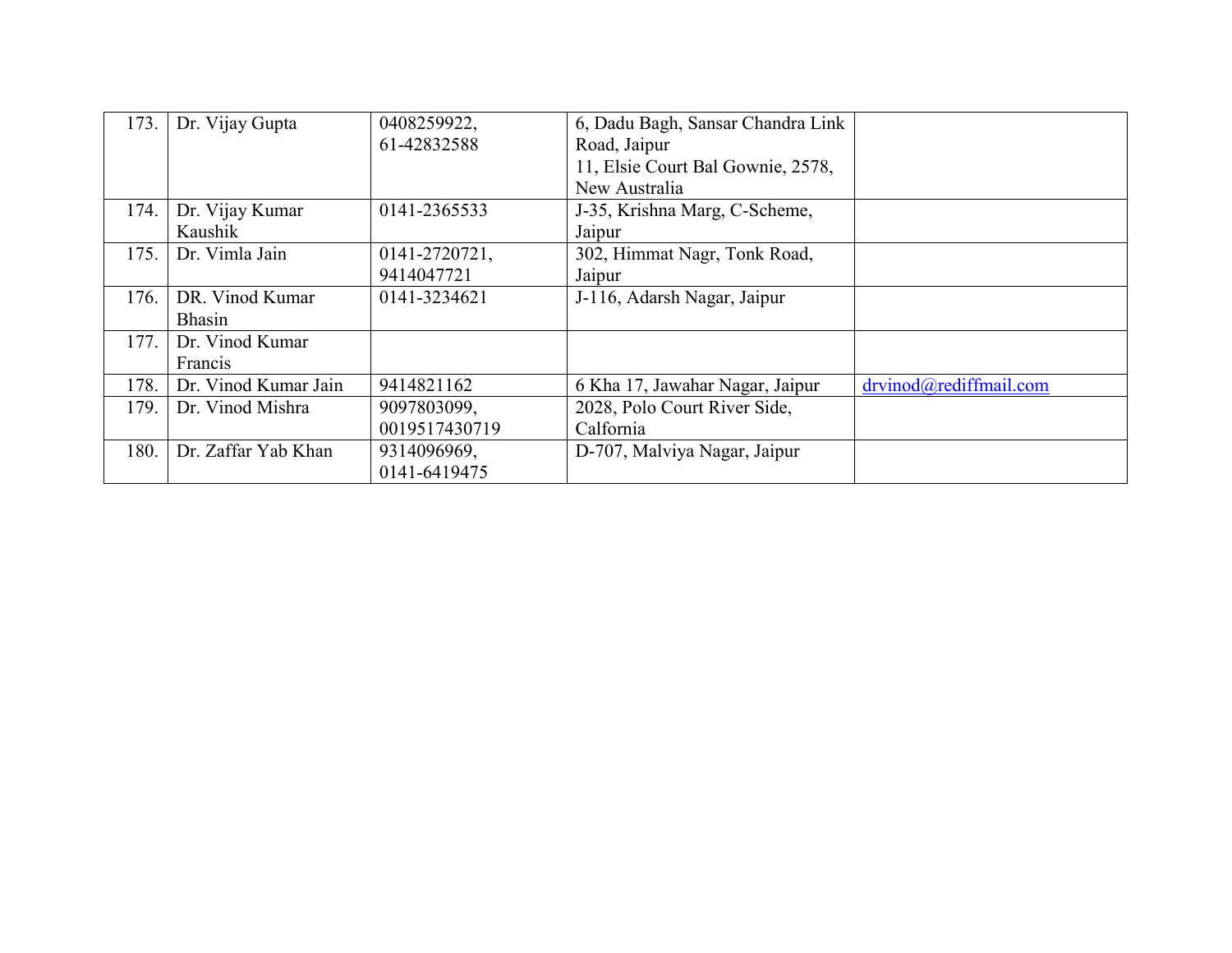| | | | | |
|---|---|---|---|---|
| 173. | Dr. Vijay Gupta | 0408259922, 61-42832588 | 6, Dadu Bagh, Sansar Chandra Link Road, Jaipur 11, Elsie Court Bal Gownie, 2578, New Australia | |
| 174. | Dr. Vijay Kumar Kaushik | 0141-2365533 | J-35, Krishna Marg, C-Scheme, Jaipur | |
| 175. | Dr. Vimla Jain | 0141-2720721, 9414047721 | 302, Himmat Nagr, Tonk Road, Jaipur | |
| 176. | DR. Vinod Kumar Bhasin | 0141-3234621 | J-116, Adarsh Nagar, Jaipur | |
| 177. | Dr. Vinod Kumar Francis | | | |
| 178. | Dr. Vinod Kumar Jain | 9414821162 | 6 Kha 17, Jawahar Nagar, Jaipur | drvinod@rediffmail.com |
| 179. | Dr. Vinod Mishra | 9097803099, 0019517430719 | 2028, Polo Court River Side, Calfornia | |
| 180. | Dr. Zaffar Yab Khan | 9314096969, 0141-6419475 | D-707, Malviya Nagar, Jaipur | |